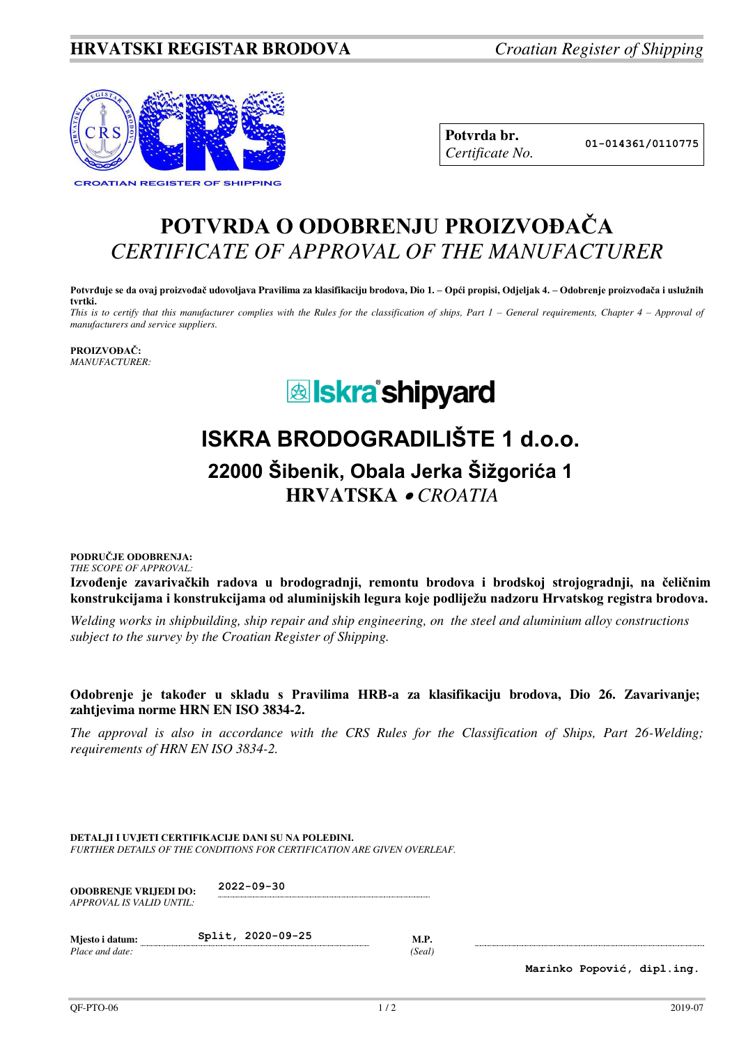**HRVATSKI REGISTAR BRODOVA** *Croatian Register of Shipping*

CROATIAN REGISTER OF SHIPPING

| **Potvrda br.** *Certificate No.* | 01-014361/0110775 |
|---|---|

# POTVRDA O ODOBRENJU PROIZVOĐAČA
## *CERTIFICATE OF APPROVAL OF THE MANUFACTURER*

**Potvrđuje se da ovaj proizvođač udovoljava Pravilima za klasifikaciju brodova, Dio 1. – Opći propisi, Odjeljak 4. – Odobrenje proizvođača i uslužnih tvrtki.**
*This is to certify that this manufacturer complies with the Rules for the classification of ships, Part 1 – General requirements, Chapter 4 – Approval of manufacturers and service suppliers.*

**PROIZVOĐAČ:**
*MANUFACTURER:*

Iskra shipyard

## ISKRA BRODOGRADILIŠTE 1 d.o.o.
### 22000 Šibenik, Obala Jerka Šižgorića 1
### HRVATSKA • *CROATIA*

**PODRUČJE ODOBRENJA:**
*THE SCOPE OF APPROVAL:*

**Izvođenje zavarivačkih radova u brodogradnji, remontu brodova i brodskoj strojogradnji, na čeličnim konstrukcijama i konstrukcijama od aluminijskih legura koje podliježu nadzoru Hrvatskog registra brodova.**

*Welding works in shipbuilding, ship repair and ship engineering, on the steel and aluminium alloy constructions subject to the survey by the Croatian Register of Shipping.*

**Odobrenje je također u skladu s Pravilima HRB-a za klasifikaciju brodova, Dio 26. Zavarivanje; zahtjevima norme HRN EN ISO 3834-2.**

*The approval is also in accordance with the CRS Rules for the Classification of Ships, Part 26-Welding; requirements of HRN EN ISO 3834-2.*

**DETALJI I UVJETI CERTIFIKACIJE DANI SU NA POLEĐINI.**
*FURTHER DETAILS OF THE CONDITIONS FOR CERTIFICATION ARE GIVEN OVERLEAF.*

**ODOBRENJE VRIJEDI DO:** *APPROVAL IS VALID UNTIL:* 2022-09-30

**Mjesto i datum:** *Place and date:* Split, 2020-09-25

**M.P.** *(Seal)*

Marinko Popović, dipl.ing.

QF-PTO-06 2019-07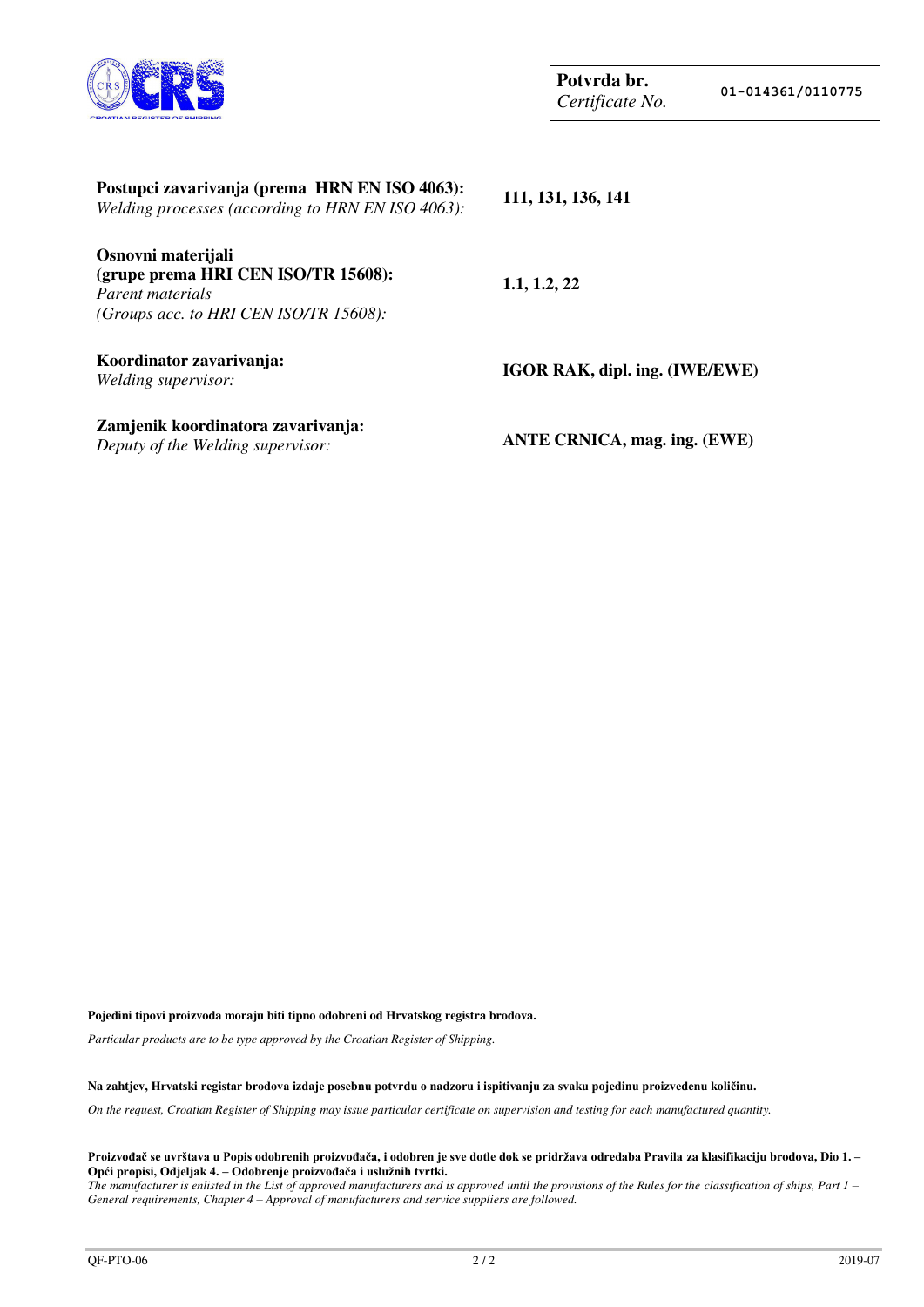**Potvrda br.** 
*Certificate No.* 01-014361/0110775

| | |
|---|---|
| **Postupci zavarivanja (prema HRN EN ISO 4063):** *Welding processes (according to HRN EN ISO 4063):* | **111, 131, 136, 141** |
| **Osnovni materijali (grupe prema HRI CEN ISO/TR 15608):** *Parent materials (Groups acc. to HRI CEN ISO/TR 15608):* | **1.1, 1.2, 22** |
| **Koordinator zavarivanja:** *Welding supervisor:* | **IGOR RAK, dipl. ing. (IWE/EWE)** |
| **Zamjenik koordinatora zavarivanja:** *Deputy of the Welding supervisor:* | **ANTE CRNICA, mag. ing. (EWE)** |

**Pojedini tipovi proizvoda moraju biti tipno odobreni od Hrvatskog registra brodova.**

*Particular products are to be type approved by the Croatian Register of Shipping.*

**Na zahtjev, Hrvatski registar brodova izdaje posebnu potvrdu o nadzoru i ispitivanju za svaku pojedinu proizvedenu količinu.**

*On the request, Croatian Register of Shipping may issue particular certificate on supervision and testing for each manufactured quantity.*

**Proizvođač se uvrštava u Popis odobrenih proizvođača, i odobren je sve dotle dok se pridržava odredaba Pravila za klasifikaciju brodova, Dio 1. – Opći propisi, Odjeljak 4. – Odobrenje proizvođača i uslužnih tvrtki.**

*The manufacturer is enlisted in the List of approved manufacturers and is approved until the provisions of the Rules for the classification of ships, Part 1 – General requirements, Chapter 4 – Approval of manufacturers and service suppliers are followed.*

QF-PTO-06 2019-07